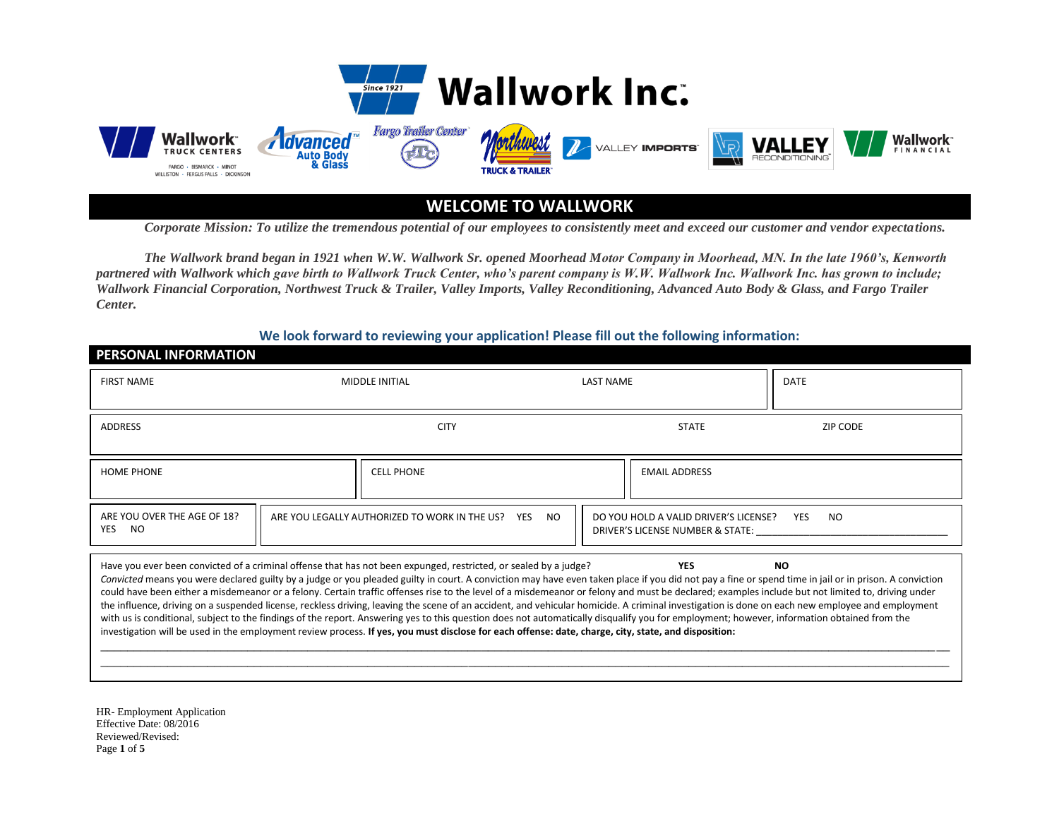# Wallwork Inc.

Wallwork Truck Centers — Fargo • Bismarck • Minot • Williston • Fergus Falls • Dickinson | Advanced Auto Body & Glass | Fargo Trailer Center | Northwest Truck & Trailer | Valley Imports | Valley Reconditioning | Wallwork Financial

## WELCOME TO WALLWORK

***Corporate Mission: To utilize the tremendous potential of our employees to consistently meet and exceed our customer and vendor expectations.***

***The Wallwork brand began in 1921 when W.W. Wallwork Sr. opened Moorhead Motor Company in Moorhead, MN. In the late 1960's, Kenworth partnered with Wallwork which gave birth to Wallwork Truck Center, who's parent company is W.W. Wallwork Inc. Wallwork Inc. has grown to include; Wallwork Financial Corporation, Northwest Truck & Trailer, Valley Imports, Valley Reconditioning, Advanced Auto Body & Glass, and Fargo Trailer Center.***

**We look forward to reviewing your application! Please fill out the following information:**

## PERSONAL INFORMATION

| FIRST NAME | MIDDLE INITIAL | LAST NAME | DATE |
|---|---|---|---|
| | | | |

| ADDRESS | CITY | STATE | ZIP CODE |
|---|---|---|---|
| | | | |

| HOME PHONE | CELL PHONE | EMAIL ADDRESS |
|---|---|---|
| | | |

| ARE YOU OVER THE AGE OF 18? YES NO | ARE YOU LEGALLY AUTHORIZED TO WORK IN THE US? YES NO | DO YOU HOLD A VALID DRIVER'S LICENSE? YES NO DRIVER'S LICENSE NUMBER & STATE: ____________________ |
|---|---|---|

Have you ever been convicted of a criminal offense that has not been expunged, restricted, or sealed by a judge? **YES** **NO**

*Convicted* means you were declared guilty by a judge or you pleaded guilty in court. A conviction may have even taken place if you did not pay a fine or spend time in jail or in prison. A conviction could have been either a misdemeanor or a felony. Certain traffic offenses rise to the level of a misdemeanor or felony and must be declared; examples include but not limited to, driving under the influence, driving on a suspended license, reckless driving, leaving the scene of an accident, and vehicular homicide. A criminal investigation is done on each new employee and employment with us is conditional, subject to the findings of the report. Answering yes to this question does not automatically disqualify you for employment; however, information obtained from the investigation will be used in the employment review process. **If yes, you must disclose for each offense: date, charge, city, state, and disposition:**

______________________________________________________________________________________________________________

______________________________________________________________________________________________________________

HR- Employment Application
Effective Date: 08/2016
Reviewed/Revised: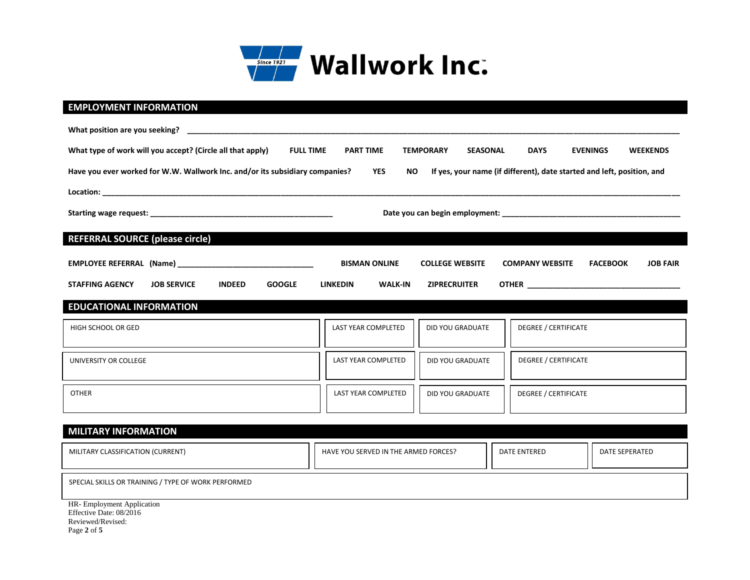Wallwork Inc.™ Since 1921

## EMPLOYMENT INFORMATION

**What position are you seeking?** ___________________________________________

**What type of work will you accept? (Circle all that apply)** **FULL TIME** **PART TIME** **TEMPORARY** **SEASONAL** **DAYS** **EVENINGS** **WEEKENDS**

**Have you ever worked for W.W. Wallwork Inc. and/or its subsidiary companies?** **YES** **NO** **If yes, your name (if different), date started and left, position, and**

**Location:** ___________________________________________

**Starting wage request:** ______________________ **Date you can begin employment:** ______________________

## REFERRAL SOURCE (please circle)

**EMPLOYEE REFERRAL (Name)** ______________________ **BISMAN ONLINE** **COLLEGE WEBSITE** **COMPANY WEBSITE** **FACEBOOK** **JOB FAIR**

**STAFFING AGENCY** **JOB SERVICE** **INDEED** **GOOGLE** **LINKEDIN** **WALK-IN** **ZIPRECRUITER** **OTHER** ______________________

## EDUCATIONAL INFORMATION

| HIGH SCHOOL OR GED | LAST YEAR COMPLETED | DID YOU GRADUATE | DEGREE / CERTIFICATE |
|---|---|---|---|
| UNIVERSITY OR COLLEGE | LAST YEAR COMPLETED | DID YOU GRADUATE | DEGREE / CERTIFICATE |
| OTHER | LAST YEAR COMPLETED | DID YOU GRADUATE | DEGREE / CERTIFICATE |

## MILITARY INFORMATION

| MILITARY CLASSIFICATION (CURRENT) | HAVE YOU SERVED IN THE ARMED FORCES? | DATE ENTERED | DATE SEPERATED |
|---|---|---|---|
| SPECIAL SKILLS OR TRAINING / TYPE OF WORK PERFORMED | | | |

HR- Employment Application
Effective Date: 08/2016
Reviewed/Revised: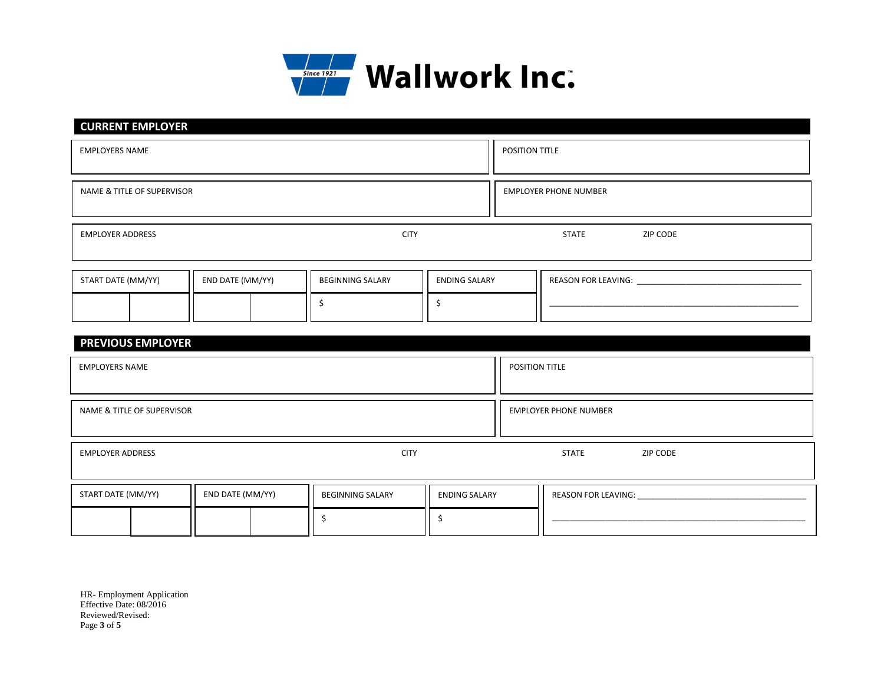Wallwork Inc.™ Since 1921

## CURRENT EMPLOYER

| EMPLOYERS NAME | POSITION TITLE |
|---|---|
| | |

| NAME & TITLE OF SUPERVISOR | EMPLOYER PHONE NUMBER |
|---|---|
| | |

| EMPLOYER ADDRESS | CITY | STATE | ZIP CODE |
|---|---|---|---|
| | | | |

| START DATE (MM/YY) | END DATE (MM/YY) | BEGINNING SALARY | ENDING SALARY | REASON FOR LEAVING: ___________________________ |
|---|---|---|---|---|
| | | $ | $ | ___________________________ |

## PREVIOUS EMPLOYER

| EMPLOYERS NAME | POSITION TITLE |
|---|---|
| | |

| NAME & TITLE OF SUPERVISOR | EMPLOYER PHONE NUMBER |
|---|---|
| | |

| EMPLOYER ADDRESS | CITY | STATE | ZIP CODE |
|---|---|---|---|
| | | | |

| START DATE (MM/YY) | END DATE (MM/YY) | BEGINNING SALARY | ENDING SALARY | REASON FOR LEAVING: ___________________________ |
|---|---|---|---|---|
| | | $ | $ | ___________________________ |

HR- Employment Application
Effective Date: 08/2016
Reviewed/Revised: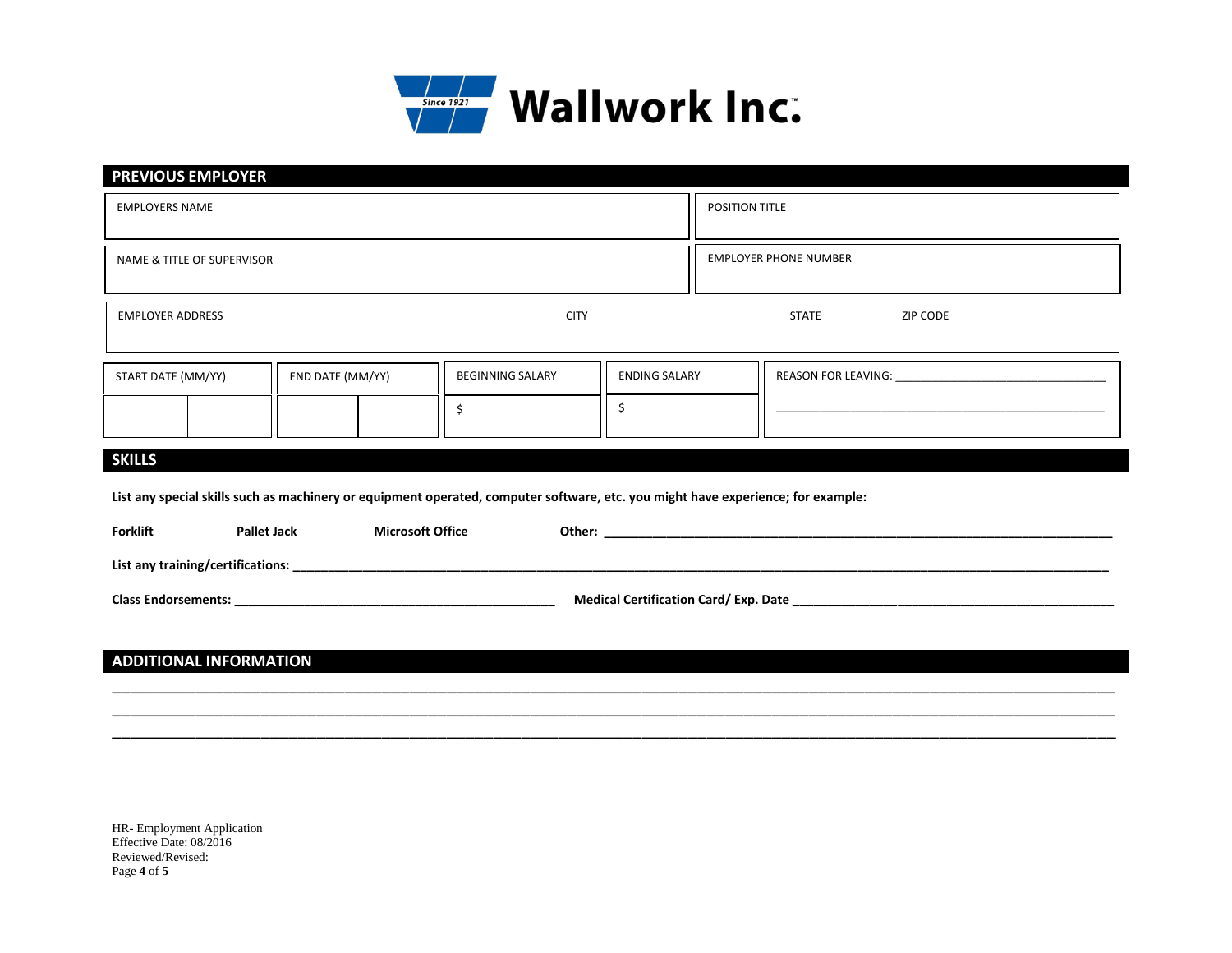**Wallwork Inc.**

## PREVIOUS EMPLOYER

| EMPLOYERS NAME | POSITION TITLE |
|---|---|
| | |

| NAME & TITLE OF SUPERVISOR | EMPLOYER PHONE NUMBER |
|---|---|
| | |

| EMPLOYER ADDRESS | CITY | STATE | ZIP CODE |
|---|---|---|---|
| | | | |

| START DATE (MM/YY) | | END DATE (MM/YY) | | BEGINNING SALARY | ENDING SALARY | REASON FOR LEAVING: ________________ |
|---|---|---|---|---|---|---|
| | | | | $ | $ | ________________ |

## SKILLS

**List any special skills such as machinery or equipment operated, computer software, etc. you might have experience; for example:**

**Forklift** **Pallet Jack** **Microsoft Office** **Other:** ________________

**List any training/certifications:** ________________

**Class Endorsements:** ________________ **Medical Certification Card/ Exp. Date** ________________

## ADDITIONAL INFORMATION

________________

________________

________________

HR- Employment Application
Effective Date: 08/2016
Reviewed/Revised: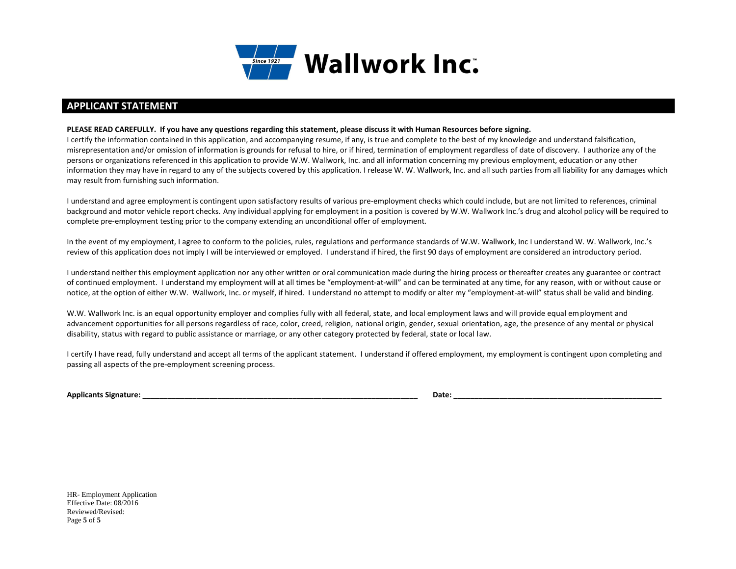## APPLICANT STATEMENT

**PLEASE READ CAREFULLY. If you have any questions regarding this statement, please discuss it with Human Resources before signing.**

I certify the information contained in this application, and accompanying resume, if any, is true and complete to the best of my knowledge and understand falsification, misrepresentation and/or omission of information is grounds for refusal to hire, or if hired, termination of employment regardless of date of discovery. I authorize any of the persons or organizations referenced in this application to provide W.W. Wallwork, Inc. and all information concerning my previous employment, education or any other information they may have in regard to any of the subjects covered by this application. I release W. W. Wallwork, Inc. and all such parties from all liability for any damages which may result from furnishing such information.

I understand and agree employment is contingent upon satisfactory results of various pre-employment checks which could include, but are not limited to references, criminal background and motor vehicle report checks. Any individual applying for employment in a position is covered by W.W. Wallwork Inc.'s drug and alcohol policy will be required to complete pre-employment testing prior to the company extending an unconditional offer of employment.

In the event of my employment, I agree to conform to the policies, rules, regulations and performance standards of W.W. Wallwork, Inc I understand W. W. Wallwork, Inc.'s review of this application does not imply I will be interviewed or employed. I understand if hired, the first 90 days of employment are considered an introductory period.

I understand neither this employment application nor any other written or oral communication made during the hiring process or thereafter creates any guarantee or contract of continued employment. I understand my employment will at all times be "employment-at-will" and can be terminated at any time, for any reason, with or without cause or notice, at the option of either W.W. Wallwork, Inc. or myself, if hired. I understand no attempt to modify or alter my "employment-at-will" status shall be valid and binding.

W.W. Wallwork Inc. is an equal opportunity employer and complies fully with all federal, state, and local employment laws and will provide equal employment and advancement opportunities for all persons regardless of race, color, creed, religion, national origin, gender, sexual orientation, age, the presence of any mental or physical disability, status with regard to public assistance or marriage, or any other category protected by federal, state or local law.

I certify I have read, fully understand and accept all terms of the applicant statement. I understand if offered employment, my employment is contingent upon completing and passing all aspects of the pre-employment screening process.

**Applicants Signature:** ______________________________________________________________________ **Date:** ____________________________________________________

HR- Employment Application
Effective Date: 08/2016
Reviewed/Revised: